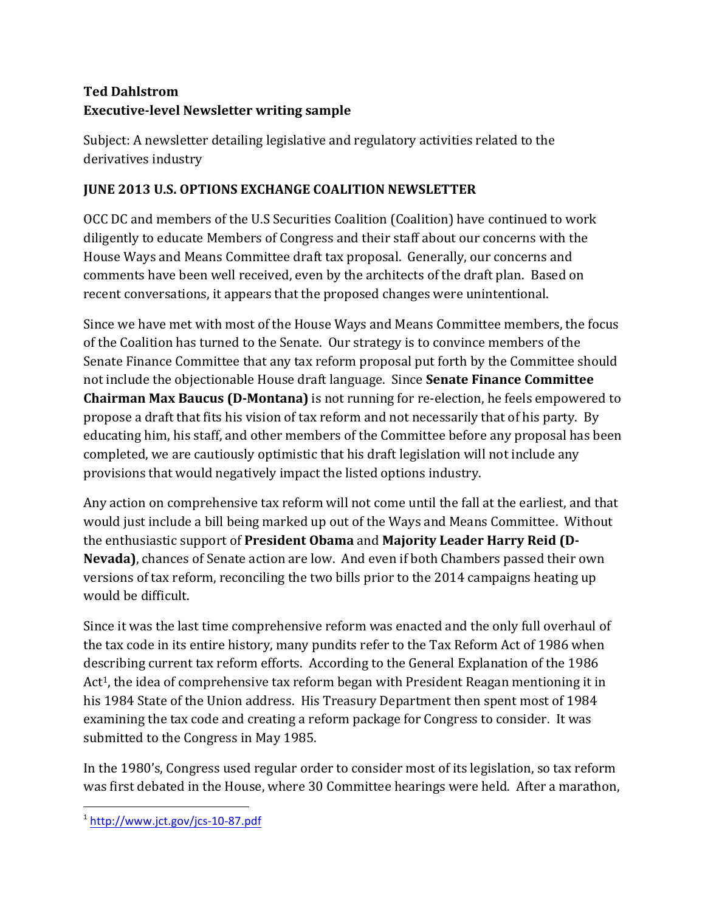**Ted Dahlstrom**
**Executive-level Newsletter writing sample**

Subject: A newsletter detailing legislative and regulatory activities related to the derivatives industry

**JUNE 2013 U.S. OPTIONS EXCHANGE COALITION NEWSLETTER**

OCC DC and members of the U.S Securities Coalition (Coalition) have continued to work diligently to educate Members of Congress and their staff about our concerns with the House Ways and Means Committee draft tax proposal. Generally, our concerns and comments have been well received, even by the architects of the draft plan. Based on recent conversations, it appears that the proposed changes were unintentional.

Since we have met with most of the House Ways and Means Committee members, the focus of the Coalition has turned to the Senate. Our strategy is to convince members of the Senate Finance Committee that any tax reform proposal put forth by the Committee should not include the objectionable House draft language. Since **Senate Finance Committee Chairman Max Baucus (D-Montana)** is not running for re-election, he feels empowered to propose a draft that fits his vision of tax reform and not necessarily that of his party. By educating him, his staff, and other members of the Committee before any proposal has been completed, we are cautiously optimistic that his draft legislation will not include any provisions that would negatively impact the listed options industry.

Any action on comprehensive tax reform will not come until the fall at the earliest, and that would just include a bill being marked up out of the Ways and Means Committee. Without the enthusiastic support of **President Obama** and **Majority Leader Harry Reid (D-Nevada)**, chances of Senate action are low. And even if both Chambers passed their own versions of tax reform, reconciling the two bills prior to the 2014 campaigns heating up would be difficult.

Since it was the last time comprehensive reform was enacted and the only full overhaul of the tax code in its entire history, many pundits refer to the Tax Reform Act of 1986 when describing current tax reform efforts. According to the General Explanation of the 1986 Act[1], the idea of comprehensive tax reform began with President Reagan mentioning it in his 1984 State of the Union address. His Treasury Department then spent most of 1984 examining the tax code and creating a reform package for Congress to consider. It was submitted to the Congress in May 1985.

In the 1980's, Congress used regular order to consider most of its legislation, so tax reform was first debated in the House, where 30 Committee hearings were held. After a marathon,

[1] http://www.jct.gov/jcs-10-87.pdf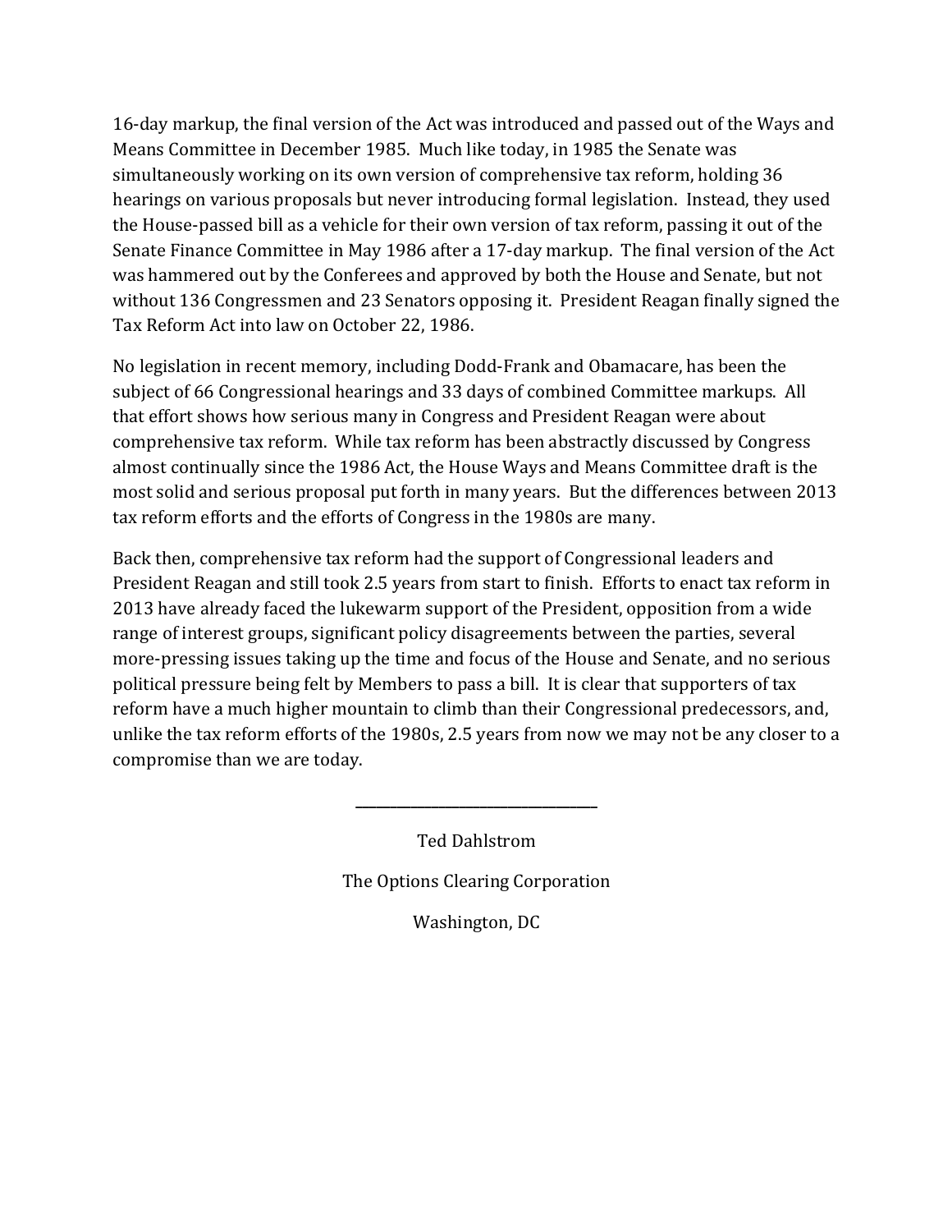16-day markup, the final version of the Act was introduced and passed out of the Ways and Means Committee in December 1985. Much like today, in 1985 the Senate was simultaneously working on its own version of comprehensive tax reform, holding 36 hearings on various proposals but never introducing formal legislation. Instead, they used the House-passed bill as a vehicle for their own version of tax reform, passing it out of the Senate Finance Committee in May 1986 after a 17-day markup. The final version of the Act was hammered out by the Conferees and approved by both the House and Senate, but not without 136 Congressmen and 23 Senators opposing it. President Reagan finally signed the Tax Reform Act into law on October 22, 1986.

No legislation in recent memory, including Dodd-Frank and Obamacare, has been the subject of 66 Congressional hearings and 33 days of combined Committee markups. All that effort shows how serious many in Congress and President Reagan were about comprehensive tax reform. While tax reform has been abstractly discussed by Congress almost continually since the 1986 Act, the House Ways and Means Committee draft is the most solid and serious proposal put forth in many years. But the differences between 2013 tax reform efforts and the efforts of Congress in the 1980s are many.

Back then, comprehensive tax reform had the support of Congressional leaders and President Reagan and still took 2.5 years from start to finish. Efforts to enact tax reform in 2013 have already faced the lukewarm support of the President, opposition from a wide range of interest groups, significant policy disagreements between the parties, several more-pressing issues taking up the time and focus of the House and Senate, and no serious political pressure being felt by Members to pass a bill. It is clear that supporters of tax reform have a much higher mountain to climb than their Congressional predecessors, and, unlike the tax reform efforts of the 1980s, 2.5 years from now we may not be any closer to a compromise than we are today.

---

Ted Dahlstrom

The Options Clearing Corporation

Washington, DC